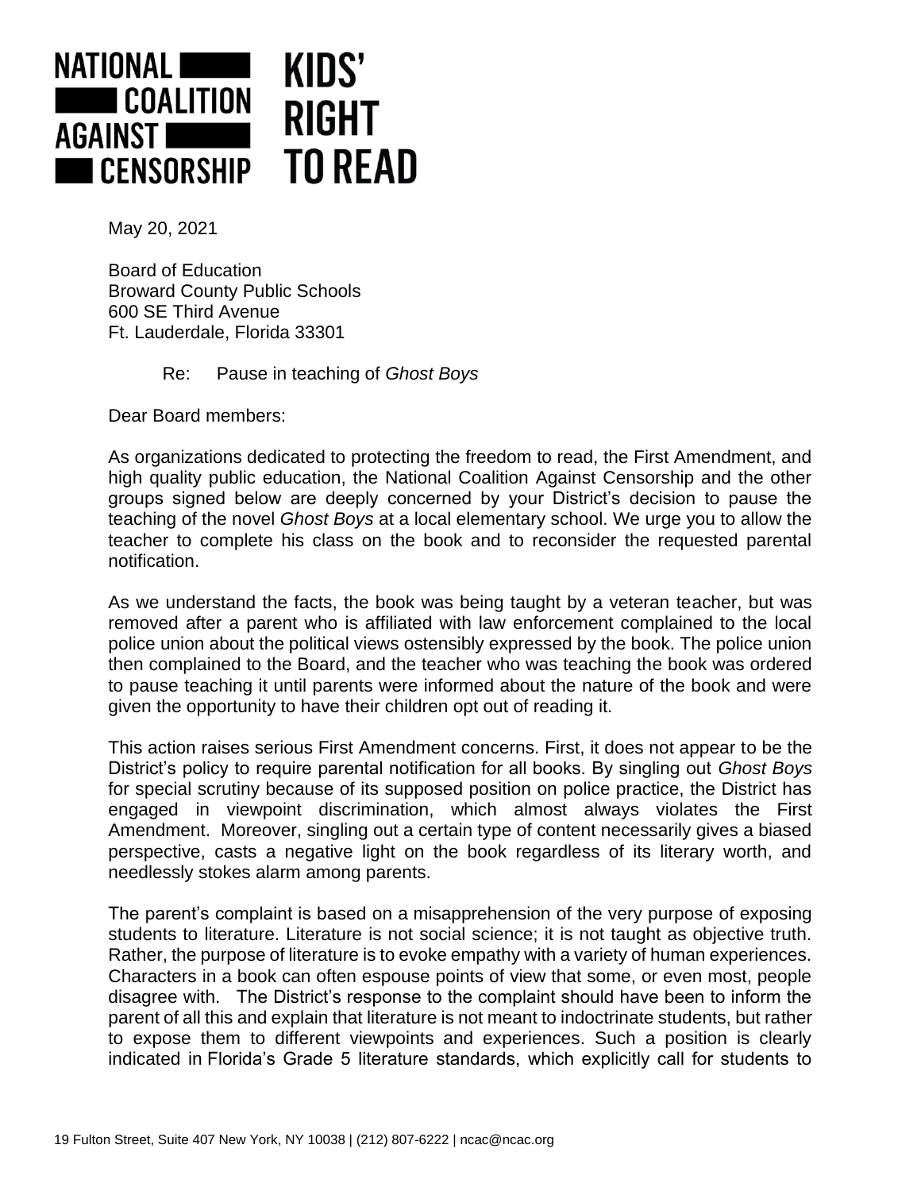NATIONAL COALITION AGAINST CENSORSHIP

KIDS' RIGHT TO READ

May 20, 2021

Board of Education
Broward County Public Schools
600 SE Third Avenue
Ft. Lauderdale, Florida 33301

Re: Pause in teaching of *Ghost Boys*

Dear Board members:

As organizations dedicated to protecting the freedom to read, the First Amendment, and high quality public education, the National Coalition Against Censorship and the other groups signed below are deeply concerned by your District's decision to pause the teaching of the novel *Ghost Boys* at a local elementary school. We urge you to allow the teacher to complete his class on the book and to reconsider the requested parental notification.

As we understand the facts, the book was being taught by a veteran teacher, but was removed after a parent who is affiliated with law enforcement complained to the local police union about the political views ostensibly expressed by the book. The police union then complained to the Board, and the teacher who was teaching the book was ordered to pause teaching it until parents were informed about the nature of the book and were given the opportunity to have their children opt out of reading it.

This action raises serious First Amendment concerns. First, it does not appear to be the District's policy to require parental notification for all books. By singling out *Ghost Boys* for special scrutiny because of its supposed position on police practice, the District has engaged in viewpoint discrimination, which almost always violates the First Amendment. Moreover, singling out a certain type of content necessarily gives a biased perspective, casts a negative light on the book regardless of its literary worth, and needlessly stokes alarm among parents.

The parent's complaint is based on a misapprehension of the very purpose of exposing students to literature. Literature is not social science; it is not taught as objective truth. Rather, the purpose of literature is to evoke empathy with a variety of human experiences. Characters in a book can often espouse points of view that some, or even most, people disagree with. The District's response to the complaint should have been to inform the parent of all this and explain that literature is not meant to indoctrinate students, but rather to expose them to different viewpoints and experiences. Such a position is clearly indicated in Florida's Grade 5 literature standards, which explicitly call for students to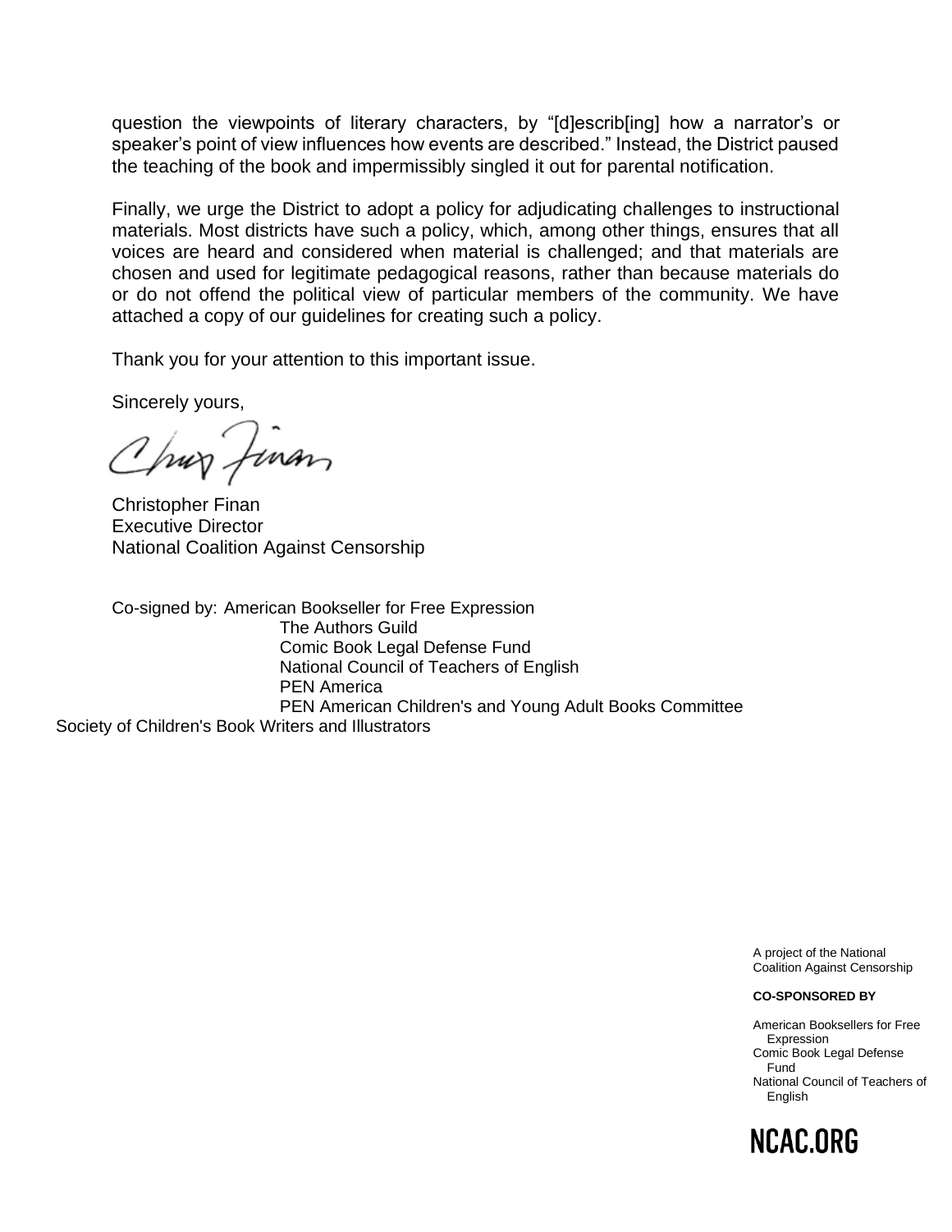question the viewpoints of literary characters, by "[d]escrib[ing] how a narrator's or speaker's point of view influences how events are described." Instead, the District paused the teaching of the book and impermissibly singled it out for parental notification.

Finally, we urge the District to adopt a policy for adjudicating challenges to instructional materials. Most districts have such a policy, which, among other things, ensures that all voices are heard and considered when material is challenged; and that materials are chosen and used for legitimate pedagogical reasons, rather than because materials do or do not offend the political view of particular members of the community. We have attached a copy of our guidelines for creating such a policy.

Thank you for your attention to this important issue.

Sincerely yours,

Christopher Finan
Executive Director
National Coalition Against Censorship

Co-signed by: American Bookseller for Free Expression
The Authors Guild
Comic Book Legal Defense Fund
National Council of Teachers of English
PEN America
PEN American Children's and Young Adult Books Committee
Society of Children's Book Writers and Illustrators

A project of the National Coalition Against Censorship

**CO-SPONSORED BY**

American Booksellers for Free Expression
Comic Book Legal Defense Fund
National Council of Teachers of English

**NCAC.ORG**